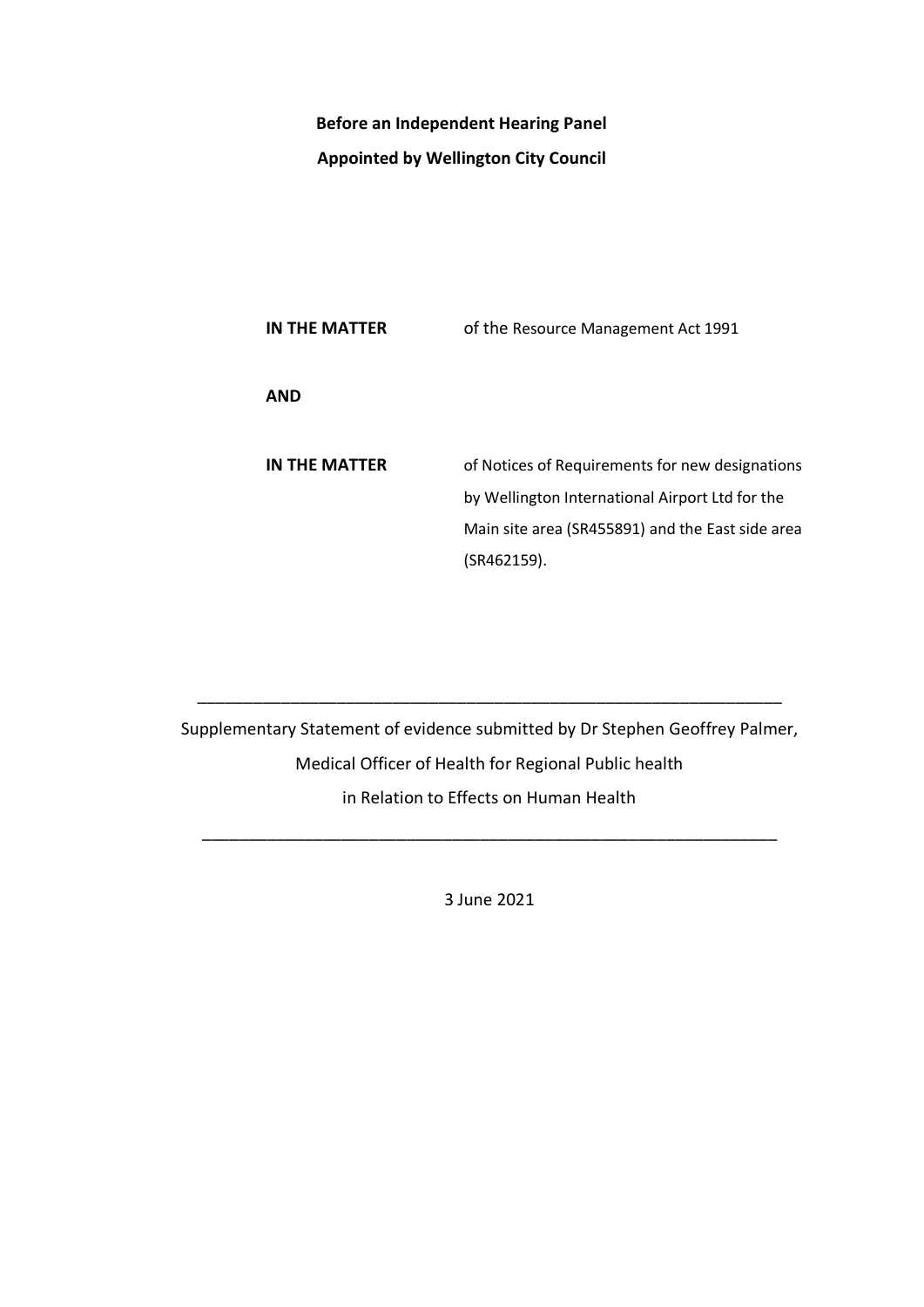**Before an Independent Hearing Panel**

**Appointed by Wellington City Council**

| | |
|---|---|
| **IN THE MATTER** | of the Resource Management Act 1991 |
| **AND** | |
| **IN THE MATTER** | of Notices of Requirements for new designations by Wellington International Airport Ltd for the Main site area (SR455891) and the East side area (SR462159). |

---

Supplementary Statement of evidence submitted by Dr Stephen Geoffrey Palmer,

Medical Officer of Health for Regional Public health

in Relation to Effects on Human Health

---

3 June 2021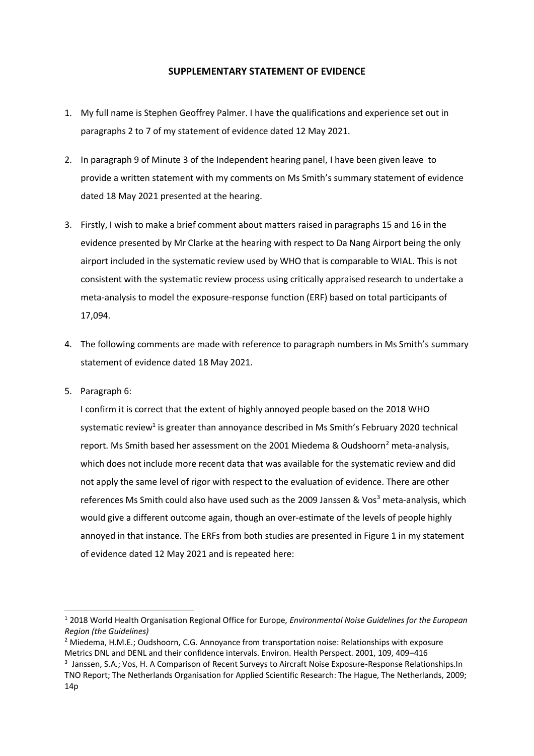## SUPPLEMENTARY STATEMENT OF EVIDENCE

1. My full name is Stephen Geoffrey Palmer. I have the qualifications and experience set out in paragraphs 2 to 7 of my statement of evidence dated 12 May 2021.

2. In paragraph 9 of Minute 3 of the Independent hearing panel, I have been given leave to provide a written statement with my comments on Ms Smith's summary statement of evidence dated 18 May 2021 presented at the hearing.

3. Firstly, I wish to make a brief comment about matters raised in paragraphs 15 and 16 in the evidence presented by Mr Clarke at the hearing with respect to Da Nang Airport being the only airport included in the systematic review used by WHO that is comparable to WIAL. This is not consistent with the systematic review process using critically appraised research to undertake a meta-analysis to model the exposure-response function (ERF) based on total participants of 17,094.

4. The following comments are made with reference to paragraph numbers in Ms Smith's summary statement of evidence dated 18 May 2021.

5. Paragraph 6:
   I confirm it is correct that the extent of highly annoyed people based on the 2018 WHO systematic review[1] is greater than annoyance described in Ms Smith's February 2020 technical report. Ms Smith based her assessment on the 2001 Miedema & Oudshoorn[2] meta-analysis, which does not include more recent data that was available for the systematic review and did not apply the same level of rigor with respect to the evaluation of evidence. There are other references Ms Smith could also have used such as the 2009 Janssen & Vos[3] meta-analysis, which would give a different outcome again, though an over-estimate of the levels of people highly annoyed in that instance. The ERFs from both studies are presented in Figure 1 in my statement of evidence dated 12 May 2021 and is repeated here:

---

[1] 2018 World Health Organisation Regional Office for Europe, *Environmental Noise Guidelines for the European Region (the Guidelines)*

[2] Miedema, H.M.E.; Oudshoorn, C.G. Annoyance from transportation noise: Relationships with exposure Metrics DNL and DENL and their confidence intervals. Environ. Health Perspect. 2001, 109, 409–416

[3] Janssen, S.A.; Vos, H. A Comparison of Recent Surveys to Aircraft Noise Exposure-Response Relationships.In TNO Report; The Netherlands Organisation for Applied Scientific Research: The Hague, The Netherlands, 2009; 14p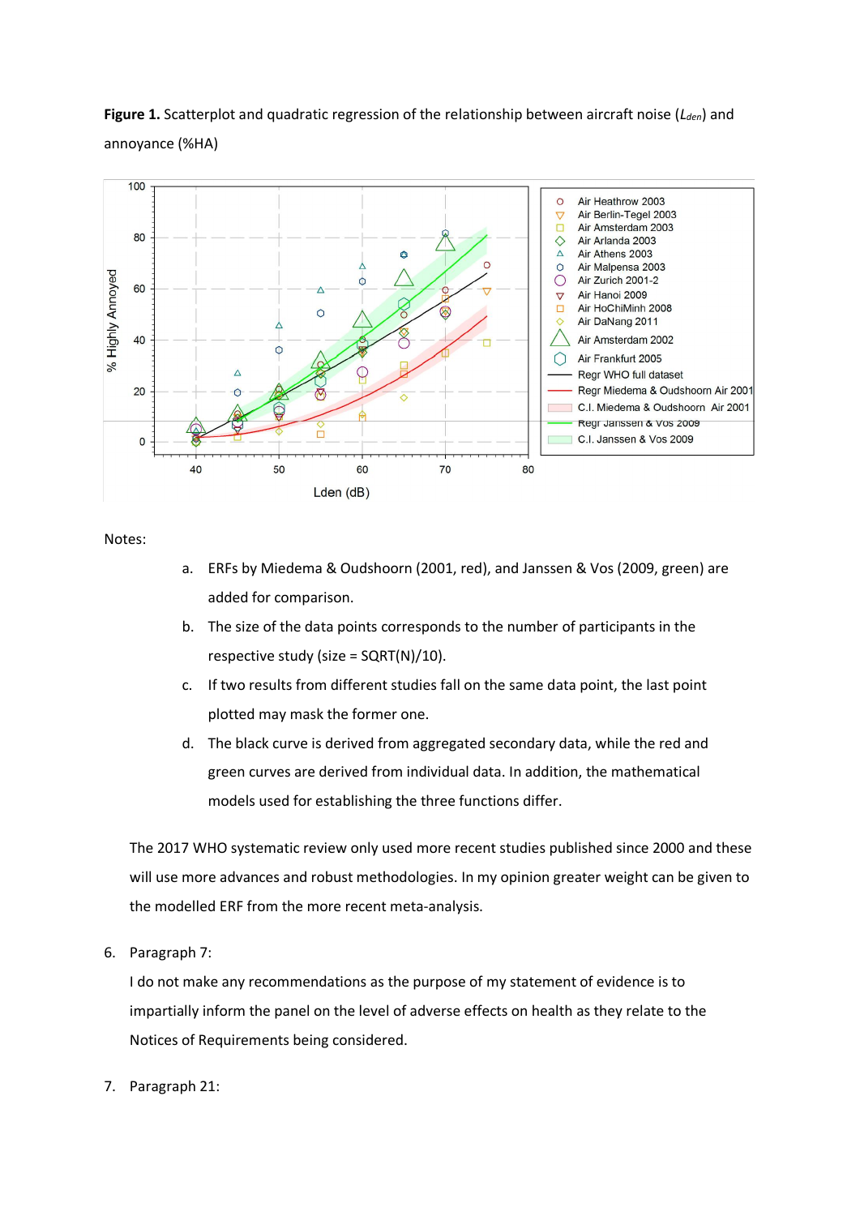**Figure 1.** Scatterplot and quadratic regression of the relationship between aircraft noise ($L_{den}$) and annoyance (%HA)

Notes:

a. ERFs by Miedema & Oudshoorn (2001, red), and Janssen & Vos (2009, green) are added for comparison.

b. The size of the data points corresponds to the number of participants in the respective study (size = SQRT(N)/10).

c. If two results from different studies fall on the same data point, the last point plotted may mask the former one.

d. The black curve is derived from aggregated secondary data, while the red and green curves are derived from individual data. In addition, the mathematical models used for establishing the three functions differ.

The 2017 WHO systematic review only used more recent studies published since 2000 and these will use more advances and robust methodologies. In my opinion greater weight can be given to the modelled ERF from the more recent meta-analysis.

6. Paragraph 7:

   I do not make any recommendations as the purpose of my statement of evidence is to impartially inform the panel on the level of adverse effects on health as they relate to the Notices of Requirements being considered.

7. Paragraph 21: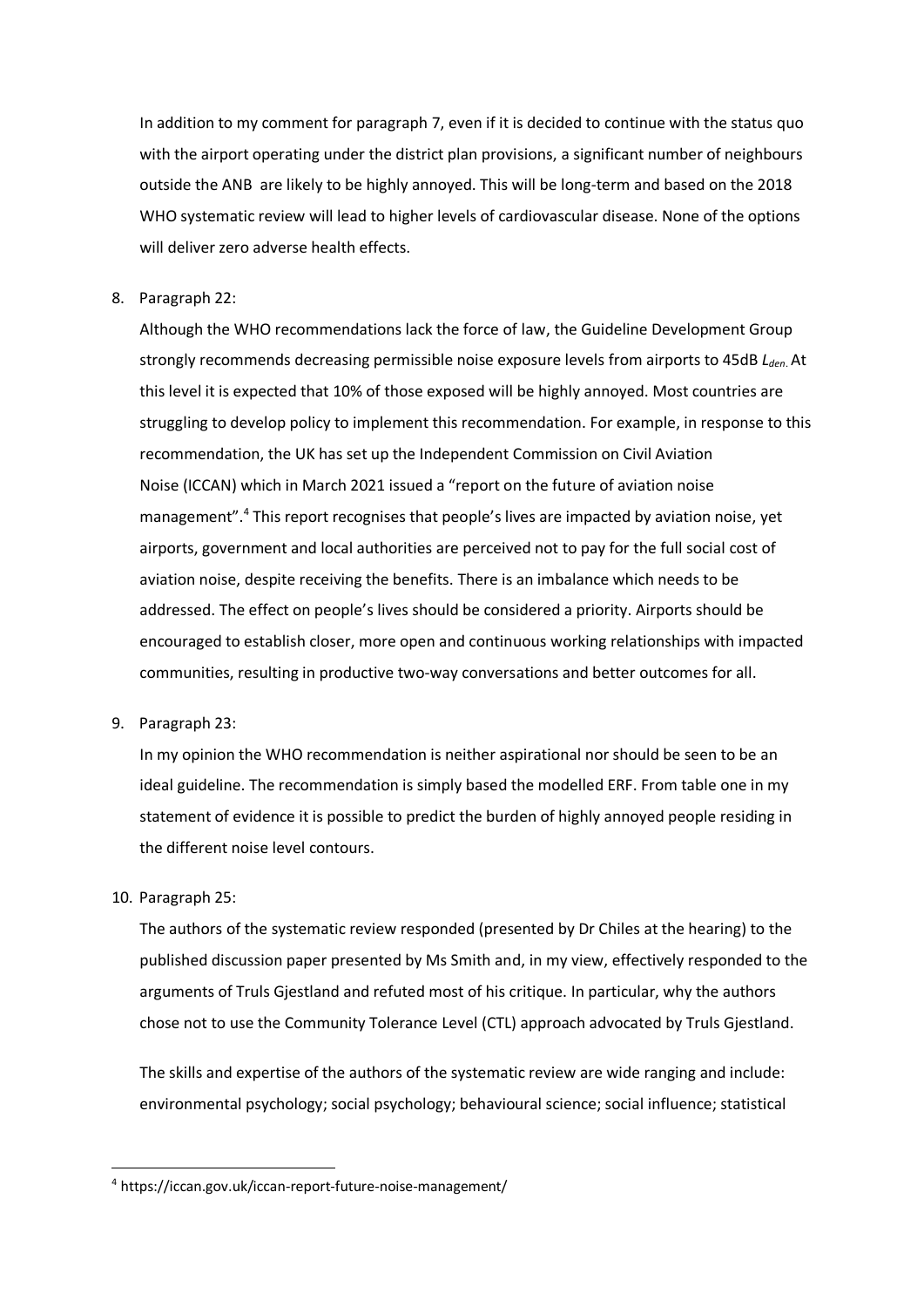In addition to my comment for paragraph 7, even if it is decided to continue with the status quo with the airport operating under the district plan provisions, a significant number of neighbours outside the ANB are likely to be highly annoyed. This will be long-term and based on the 2018 WHO systematic review will lead to higher levels of cardiovascular disease. None of the options will deliver zero adverse health effects.

8. Paragraph 22:

   Although the WHO recommendations lack the force of law, the Guideline Development Group strongly recommends decreasing permissible noise exposure levels from airports to 45dB $L_{den}$. At this level it is expected that 10% of those exposed will be highly annoyed. Most countries are struggling to develop policy to implement this recommendation. For example, in response to this recommendation, the UK has set up the Independent Commission on Civil Aviation Noise (ICCAN) which in March 2021 issued a "report on the future of aviation noise management".[4] This report recognises that people's lives are impacted by aviation noise, yet airports, government and local authorities are perceived not to pay for the full social cost of aviation noise, despite receiving the benefits. There is an imbalance which needs to be addressed. The effect on people's lives should be considered a priority. Airports should be encouraged to establish closer, more open and continuous working relationships with impacted communities, resulting in productive two-way conversations and better outcomes for all.

9. Paragraph 23:

   In my opinion the WHO recommendation is neither aspirational nor should be seen to be an ideal guideline. The recommendation is simply based the modelled ERF. From table one in my statement of evidence it is possible to predict the burden of highly annoyed people residing in the different noise level contours.

10. Paragraph 25:

    The authors of the systematic review responded (presented by Dr Chiles at the hearing) to the published discussion paper presented by Ms Smith and, in my view, effectively responded to the arguments of Truls Gjestland and refuted most of his critique. In particular, why the authors chose not to use the Community Tolerance Level (CTL) approach advocated by Truls Gjestland.

    The skills and expertise of the authors of the systematic review are wide ranging and include: environmental psychology; social psychology; behavioural science; social influence; statistical

---

[4] https://iccan.gov.uk/iccan-report-future-noise-management/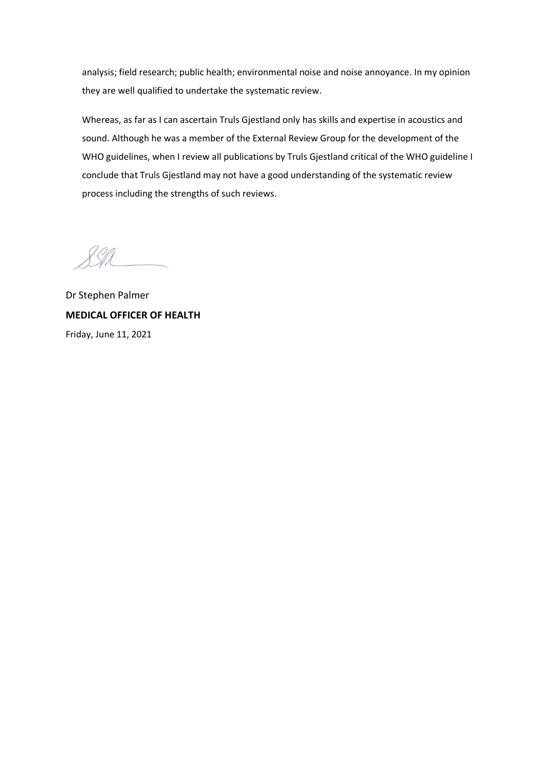analysis; field research; public health; environmental noise and noise annoyance. In my opinion they are well qualified to undertake the systematic review.

Whereas, as far as I can ascertain Truls Gjestland only has skills and expertise in acoustics and sound. Although he was a member of the External Review Group for the development of the WHO guidelines, when I review all publications by Truls Gjestland critical of the WHO guideline I conclude that Truls Gjestland may not have a good understanding of the systematic review process including the strengths of such reviews.

Dr Stephen Palmer

**MEDICAL OFFICER OF HEALTH**

Friday, June 11, 2021